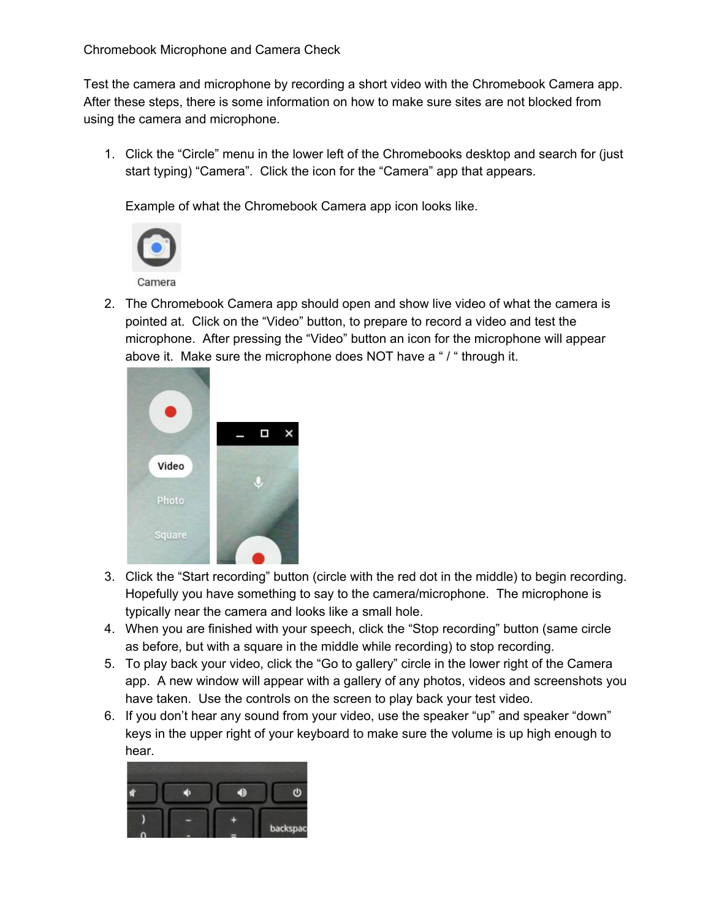Chromebook Microphone and Camera Check

Test the camera and microphone by recording a short video with the Chromebook Camera app. After these steps, there is some information on how to make sure sites are not blocked from using the camera and microphone.

1. Click the "Circle" menu in the lower left of the Chromebooks desktop and search for (just start typing) "Camera". Click the icon for the "Camera" app that appears.

   Example of what the Chromebook Camera app icon looks like.

2. The Chromebook Camera app should open and show live video of what the camera is pointed at. Click on the "Video" button, to prepare to record a video and test the microphone. After pressing the "Video" button an icon for the microphone will appear above it. Make sure the microphone does NOT have a " / " through it.

3. Click the "Start recording" button (circle with the red dot in the middle) to begin recording. Hopefully you have something to say to the camera/microphone. The microphone is typically near the camera and looks like a small hole.
4. When you are finished with your speech, click the "Stop recording" button (same circle as before, but with a square in the middle while recording) to stop recording.
5. To play back your video, click the "Go to gallery" circle in the lower right of the Camera app. A new window will appear with a gallery of any photos, videos and screenshots you have taken. Use the controls on the screen to play back your test video.
6. If you don't hear any sound from your video, use the speaker "up" and speaker "down" keys in the upper right of your keyboard to make sure the volume is up high enough to hear.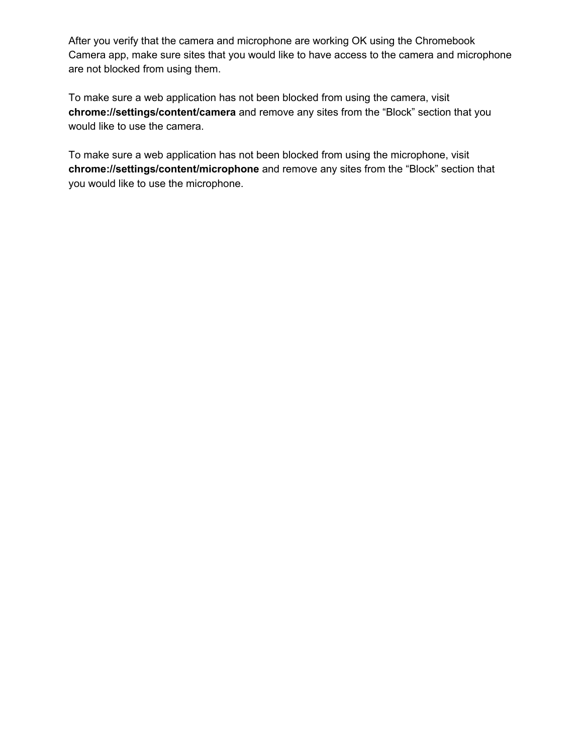After you verify that the camera and microphone are working OK using the Chromebook Camera app, make sure sites that you would like to have access to the camera and microphone are not blocked from using them.

To make sure a web application has not been blocked from using the camera, visit **chrome://settings/content/camera** and remove any sites from the “Block” section that you would like to use the camera.

To make sure a web application has not been blocked from using the microphone, visit **chrome://settings/content/microphone** and remove any sites from the “Block” section that you would like to use the microphone.